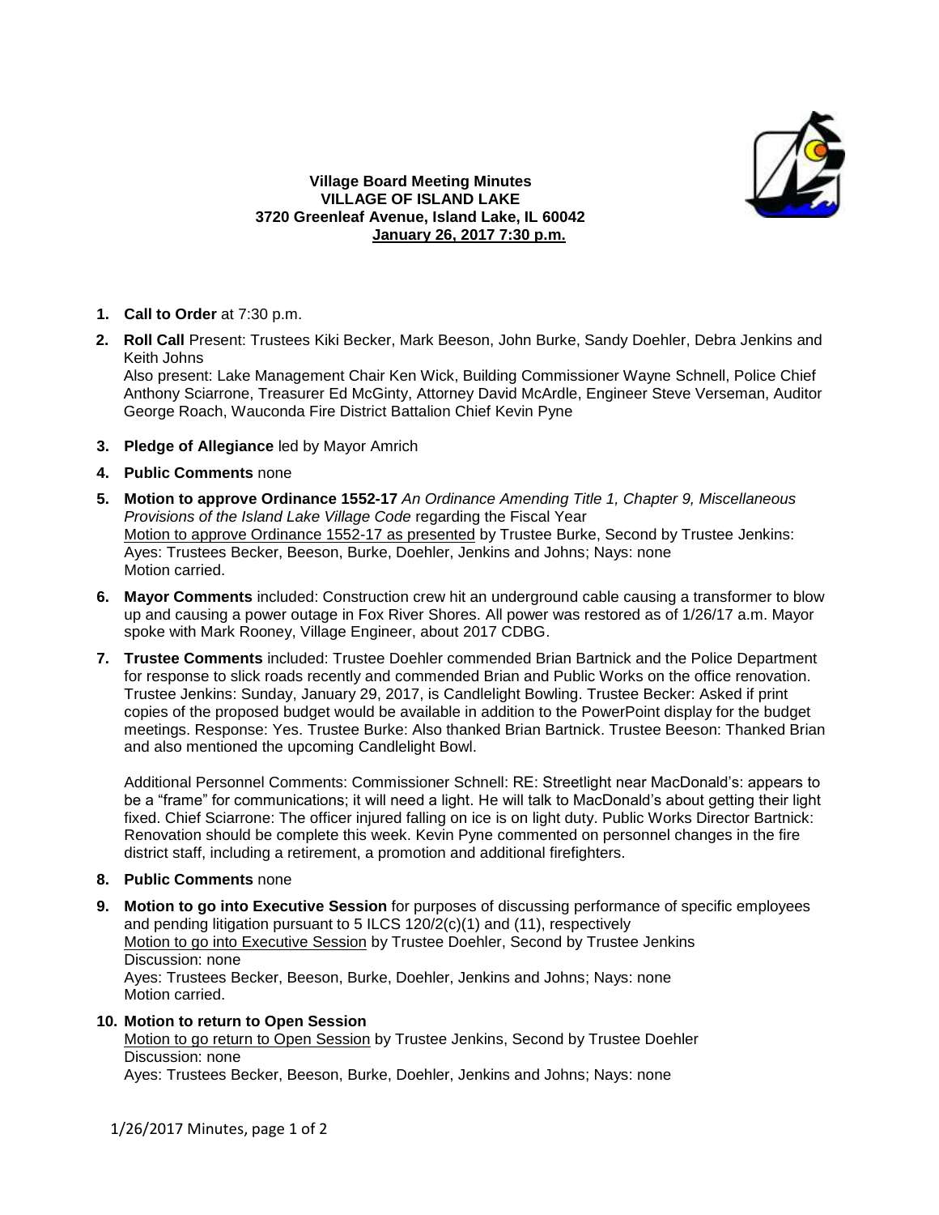**Village Board Meeting Minutes**
**VILLAGE OF ISLAND LAKE**
**3720 Greenleaf Avenue, Island Lake, IL 60042**
**January 26, 2017 7:30 p.m.**

1. **Call to Order** at 7:30 p.m.

2. **Roll Call** Present: Trustees Kiki Becker, Mark Beeson, John Burke, Sandy Doehler, Debra Jenkins and Keith Johns
   Also present: Lake Management Chair Ken Wick, Building Commissioner Wayne Schnell, Police Chief Anthony Sciarrone, Treasurer Ed McGinty, Attorney David McArdle, Engineer Steve Verseman, Auditor George Roach, Wauconda Fire District Battalion Chief Kevin Pyne

3. **Pledge of Allegiance** led by Mayor Amrich

4. **Public Comments** none

5. **Motion to approve Ordinance 1552-17** *An Ordinance Amending Title 1, Chapter 9, Miscellaneous Provisions of the Island Lake Village Code* regarding the Fiscal Year
   Motion to approve Ordinance 1552-17 as presented by Trustee Burke, Second by Trustee Jenkins:
   Ayes: Trustees Becker, Beeson, Burke, Doehler, Jenkins and Johns; Nays: none
   Motion carried.

6. **Mayor Comments** included: Construction crew hit an underground cable causing a transformer to blow up and causing a power outage in Fox River Shores. All power was restored as of 1/26/17 a.m. Mayor spoke with Mark Rooney, Village Engineer, about 2017 CDBG.

7. **Trustee Comments** included: Trustee Doehler commended Brian Bartnick and the Police Department for response to slick roads recently and commended Brian and Public Works on the office renovation. Trustee Jenkins: Sunday, January 29, 2017, is Candlelight Bowling. Trustee Becker: Asked if print copies of the proposed budget would be available in addition to the PowerPoint display for the budget meetings. Response: Yes. Trustee Burke: Also thanked Brian Bartnick. Trustee Beeson: Thanked Brian and also mentioned the upcoming Candlelight Bowl.

   Additional Personnel Comments: Commissioner Schnell: RE: Streetlight near MacDonald's: appears to be a "frame" for communications; it will need a light. He will talk to MacDonald's about getting their light fixed. Chief Sciarrone: The officer injured falling on ice is on light duty. Public Works Director Bartnick: Renovation should be complete this week. Kevin Pyne commented on personnel changes in the fire district staff, including a retirement, a promotion and additional firefighters.

8. **Public Comments** none

9. **Motion to go into Executive Session** for purposes of discussing performance of specific employees and pending litigation pursuant to 5 ILCS 120/2(c)(1) and (11), respectively
   Motion to go into Executive Session by Trustee Doehler, Second by Trustee Jenkins
   Discussion: none
   Ayes: Trustees Becker, Beeson, Burke, Doehler, Jenkins and Johns; Nays: none
   Motion carried.

10. **Motion to return to Open Session**
    Motion to go return to Open Session by Trustee Jenkins, Second by Trustee Doehler
    Discussion: none
    Ayes: Trustees Becker, Beeson, Burke, Doehler, Jenkins and Johns; Nays: none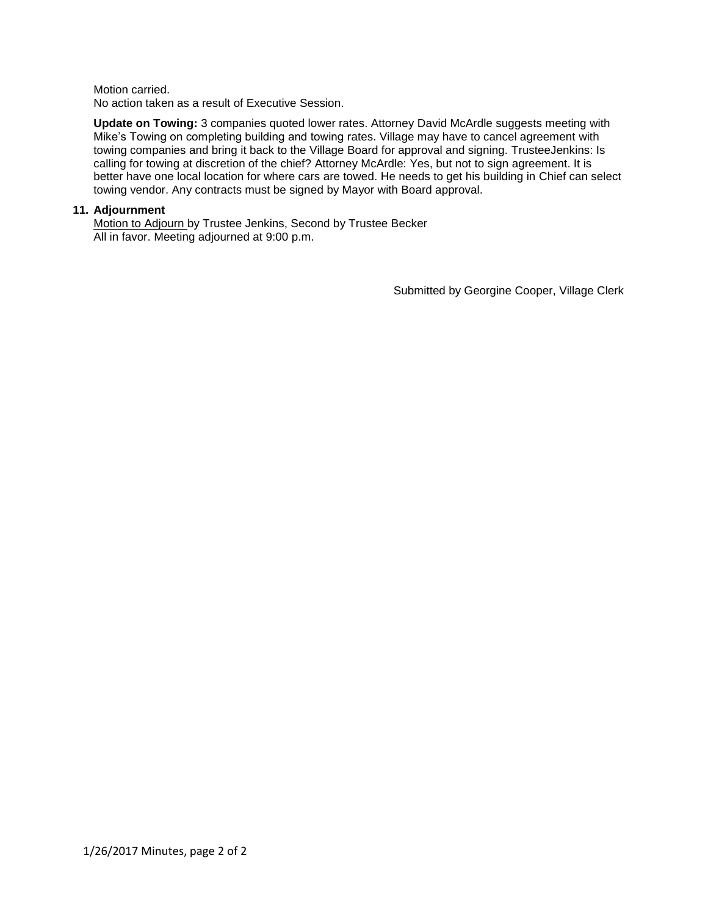Motion carried.
No action taken as a result of Executive Session.

**Update on Towing:** 3 companies quoted lower rates. Attorney David McArdle suggests meeting with Mike's Towing on completing building and towing rates. Village may have to cancel agreement with towing companies and bring it back to the Village Board for approval and signing. TrusteeJenkins: Is calling for towing at discretion of the chief? Attorney McArdle: Yes, but not to sign agreement. It is better have one local location for where cars are towed. He needs to get his building in Chief can select towing vendor. Any contracts must be signed by Mayor with Board approval.

**11. Adjournment**

Motion to Adjourn by Trustee Jenkins, Second by Trustee Becker
All in favor. Meeting adjourned at 9:00 p.m.

Submitted by Georgine Cooper, Village Clerk